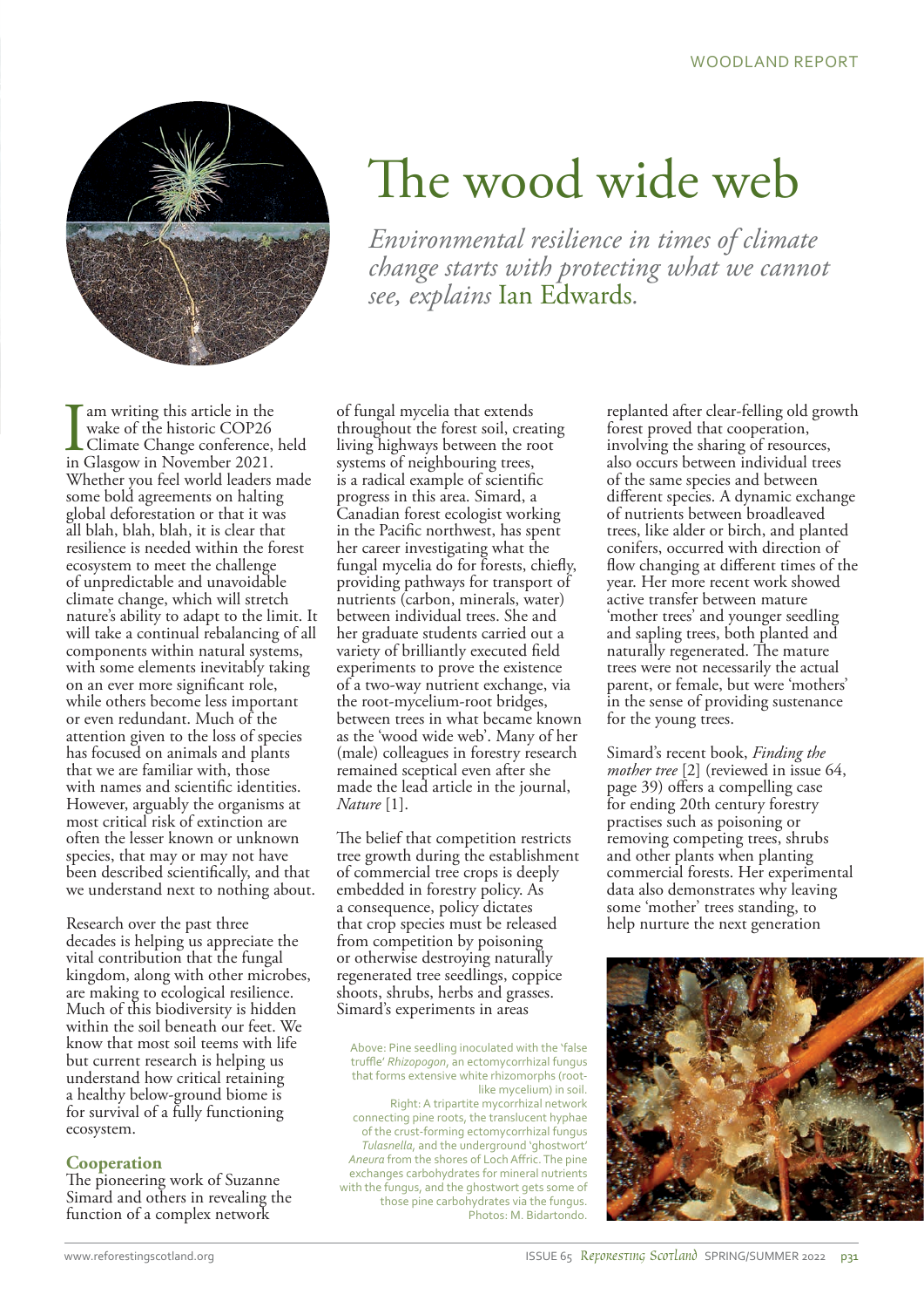# The wood wide web

*Environmental resilience in times of climate change starts with protecting what we cannot see, explains* Ian Edwards.

I am writing this article in the wake of the historic COP26 Climate Change conference, held in Glasgow in November 2021. Whether you feel world leaders made some bold agreements on halting global deforestation or that it was all blah, blah, blah, it is clear that resilience is needed within the forest ecosystem to meet the challenge of unpredictable and unavoidable climate change, which will stretch nature's ability to adapt to the limit. It will take a continual rebalancing of all components within natural systems, with some elements inevitably taking on an ever more significant role, while others become less important or even redundant. Much of the attention given to the loss of species has focused on animals and plants that we are familiar with, those with names and scientific identities. However, arguably the organisms at most critical risk of extinction are often the lesser known or unknown species, that may or may not have been described scientifically, and that we understand next to nothing about.

Research over the past three decades is helping us appreciate the vital contribution that the fungal kingdom, along with other microbes, are making to ecological resilience. Much of this biodiversity is hidden within the soil beneath our feet. We know that most soil teems with life but current research is helping us understand how critical retaining a healthy below-ground biome is for survival of a fully functioning ecosystem.

## Cooperation

The pioneering work of Suzanne Simard and others in revealing the function of a complex network of fungal mycelia that extends throughout the forest soil, creating living highways between the root systems of neighbouring trees, is a radical example of scientific progress in this area. Simard, a Canadian forest ecologist working in the Pacific northwest, has spent her career investigating what the fungal mycelia do for forests, chiefly, providing pathways for transport of nutrients (carbon, minerals, water) between individual trees. She and her graduate students carried out a variety of brilliantly executed field experiments to prove the existence of a two-way nutrient exchange, via the root-mycelium-root bridges, between trees in what became known as the 'wood wide web'. Many of her (male) colleagues in forestry research remained sceptical even after she made the lead article in the journal, *Nature* [1].

The belief that competition restricts tree growth during the establishment of commercial tree crops is deeply embedded in forestry policy. As a consequence, policy dictates that crop species must be released from competition by poisoning or otherwise destroying naturally regenerated tree seedlings, coppice shoots, shrubs, herbs and grasses. Simard's experiments in areas replanted after clear-felling old growth forest proved that cooperation, involving the sharing of resources, also occurs between individual trees of the same species and between different species. A dynamic exchange of nutrients between broadleaved trees, like alder or birch, and planted conifers, occurred with direction of flow changing at different times of the year. Her more recent work showed active transfer between mature 'mother trees' and younger seedling and sapling trees, both planted and naturally regenerated. The mature trees were not necessarily the actual parent, or female, but were 'mothers' in the sense of providing sustenance for the young trees.

Simard's recent book, *Finding the mother tree* [2] (reviewed in issue 64, page 39) offers a compelling case for ending 20th century forestry practises such as poisoning or removing competing trees, shrubs and other plants when planting commercial forests. Her experimental data also demonstrates why leaving some 'mother' trees standing, to help nurture the next generation

Above: Pine seedling inoculated with the 'false truffle' *Rhizopogon*, an ectomycorrhizal fungus that forms extensive white rhizomorphs (root-like mycelium) in soil.
Right: A tripartite mycorrhizal network connecting pine roots, the translucent hyphae of the crust-forming ectomycorrhizal fungus *Tulasnella*, and the underground 'ghostwort' *Aneura* from the shores of Loch Affric. The pine exchanges carbohydrates for mineral nutrients with the fungus, and the ghostwort gets some of those pine carbohydrates via the fungus.
Photos: M. Bidartondo.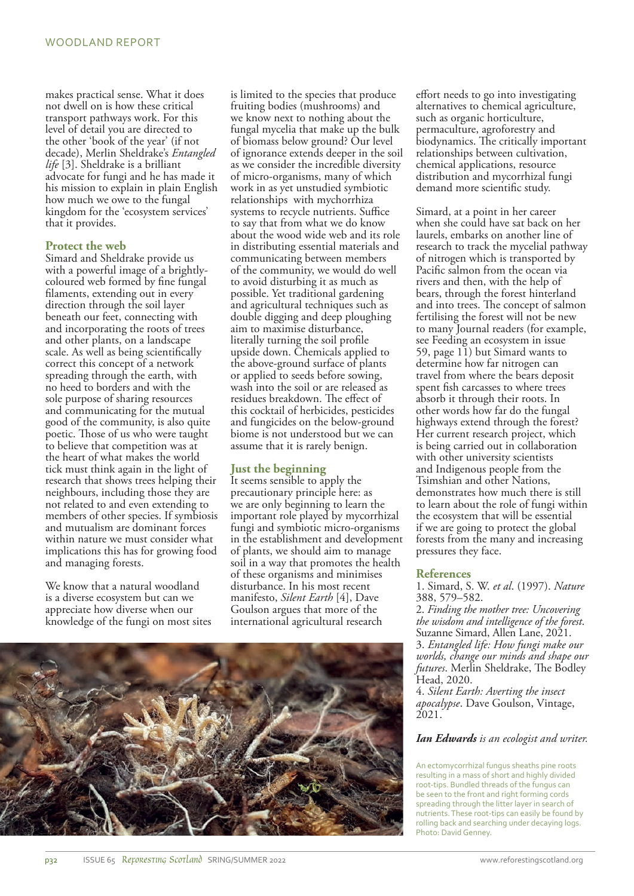makes practical sense. What it does not dwell on is how these critical transport pathways work. For this level of detail you are directed to the other 'book of the year' (if not decade), Merlin Sheldrake's *Entangled life* [3]. Sheldrake is a brilliant advocate for fungi and he has made it his mission to explain in plain English how much we owe to the fungal kingdom for the 'ecosystem services' that it provides.

## Protect the web

Simard and Sheldrake provide us with a powerful image of a brightly-coloured web formed by fine fungal filaments, extending out in every direction through the soil layer beneath our feet, connecting with and incorporating the roots of trees and other plants, on a landscape scale. As well as being scientifically correct this concept of a network spreading through the earth, with no heed to borders and with the sole purpose of sharing resources and communicating for the mutual good of the community, is also quite poetic. Those of us who were taught to believe that competition was at the heart of what makes the world tick must think again in the light of research that shows trees helping their neighbours, including those they are not related to and even extending to members of other species. If symbiosis and mutualism are dominant forces within nature we must consider what implications this has for growing food and managing forests.

We know that a natural woodland is a diverse ecosystem but can we appreciate how diverse when our knowledge of the fungi on most sites is limited to the species that produce fruiting bodies (mushrooms) and we know next to nothing about the fungal mycelia that make up the bulk of biomass below ground? Our level of ignorance extends deeper in the soil as we consider the incredible diversity of micro-organisms, many of which work in as yet unstudied symbiotic relationships with mychorrhiza systems to recycle nutrients. Suffice to say that from what we do know about the wood wide web and its role in distributing essential materials and communicating between members of the community, we would do well to avoid disturbing it as much as possible. Yet traditional gardening and agricultural techniques such as double digging and deep ploughing aim to maximise disturbance, literally turning the soil profile upside down. Chemicals applied to the above-ground surface of plants or applied to seeds before sowing, wash into the soil or are released as residues breakdown. The effect of this cocktail of herbicides, pesticides and fungicides on the below-ground biome is not understood but we can assume that it is rarely benign.

## Just the beginning

It seems sensible to apply the precautionary principle here: as we are only beginning to learn the important role played by mycorrhizal fungi and symbiotic micro-organisms in the establishment and development of plants, we should aim to manage soil in a way that promotes the health of these organisms and minimises disturbance. In his most recent manifesto, *Silent Earth* [4], Dave Goulson argues that more of the international agricultural research effort needs to go into investigating alternatives to chemical agriculture, such as organic horticulture, permaculture, agroforestry and biodynamics. The critically important relationships between cultivation, chemical applications, resource distribution and mycorrhizal fungi demand more scientific study.

Simard, at a point in her career when she could have sat back on her laurels, embarks on another line of research to track the mycelial pathway of nitrogen which is transported by Pacific salmon from the ocean via rivers and then, with the help of bears, through the forest hinterland and into trees. The concept of salmon fertilising the forest will not be new to many Journal readers (for example, see Feeding an ecosystem in issue 59, page 11) but Simard wants to determine how far nitrogen can travel from where the bears deposit spent fish carcasses to where trees absorb it through their roots. In other words how far do the fungal highways extend through the forest? Her current research project, which is being carried out in collaboration with other university scientists and Indigenous people from the Tsimshian and other Nations, demonstrates how much there is still to learn about the role of fungi within the ecosystem that will be essential if we are going to protect the global forests from the many and increasing pressures they face.

## References

1. Simard, S. W. *et al*. (1997). *Nature* 388, 579–582.
2. *Finding the mother tree: Uncovering the wisdom and intelligence of the forest*. Suzanne Simard, Allen Lane, 2021.
3. *Entangled life: How fungi make our worlds, change our minds and shape our futures*. Merlin Sheldrake, The Bodley Head, 2020.
4. *Silent Earth: Averting the insect apocalypse*. Dave Goulson, Vintage, 2021.

***Ian Edwards*** *is an ecologist and writer.*

An ectomycorrhizal fungus sheaths pine roots resulting in a mass of short and highly divided root-tips. Bundled threads of the fungus can be seen to the front and right forming cords spreading through the litter layer in search of nutrients. These root-tips can easily be found by rolling back and searching under decaying logs. Photo: David Genney.